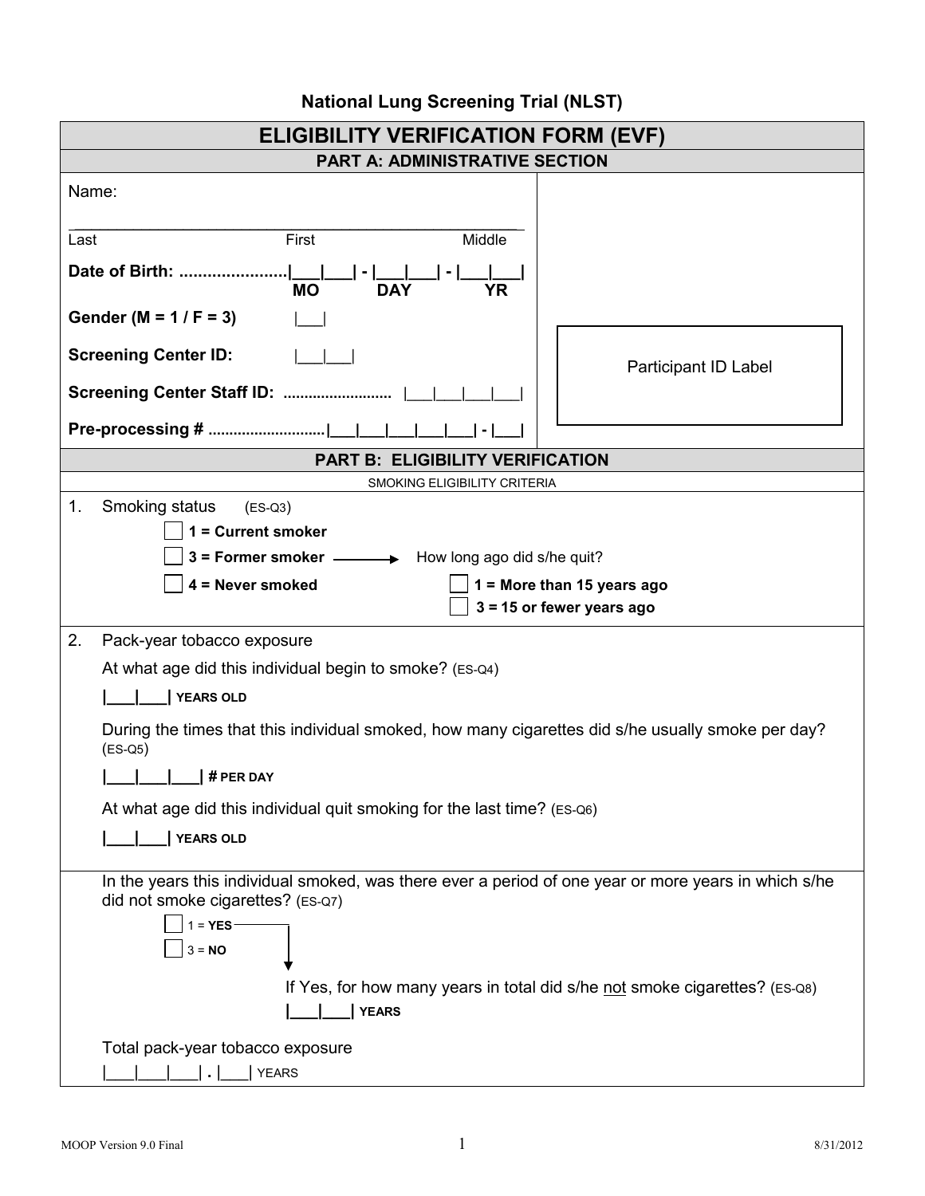**National Lung Screening Trial (NLST)**

# ELIGIBILITY VERIFICATION FORM (EVF)

## PART A: ADMINISTRATIVE SECTION

Name:

_______________________________________________
Last First Middle

**Date of Birth:** .......................|___|___| - |___|___| - |___|___|
**MO DAY YR**

**Gender (M = 1 / F = 3)** |___|

**Screening Center ID:** |___|___|

**Screening Center Staff ID:** .......................... |___|___|___|___|

**Pre-processing #** ............................|___|___|___|___|___|___| - |___|

Participant ID Label

## PART B: ELIGIBILITY VERIFICATION

SMOKING ELIGIBILITY CRITERIA

1. Smoking status (ES-Q3)
   - ☐ **1 = Current smoker**
   - ☐ **3 = Former smoker** → How long ago did s/he quit?
     - ☐ **1 = More than 15 years ago**
     - ☐ **3 = 15 or fewer years ago**
   - ☐ **4 = Never smoked**

2. Pack-year tobacco exposure

   At what age did this individual begin to smoke? (ES-Q4)

   **|___|___| YEARS OLD**

   During the times that this individual smoked, how many cigarettes did s/he usually smoke per day? (ES-Q5)

   **|___|___|___| # PER DAY**

   At what age did this individual quit smoking for the last time? (ES-Q6)

   **|___|___| YEARS OLD**

   In the years this individual smoked, was there ever a period of one year or more years in which s/he did not smoke cigarettes? (ES-Q7)

   - ☐ 1 = **YES**
   - ☐ 3 = **NO**

   If Yes, for how many years in total did s/he not smoke cigarettes? (ES-Q8)

   **|___|___| YEARS**

   Total pack-year tobacco exposure

   |___|___|___| . |___| YEARS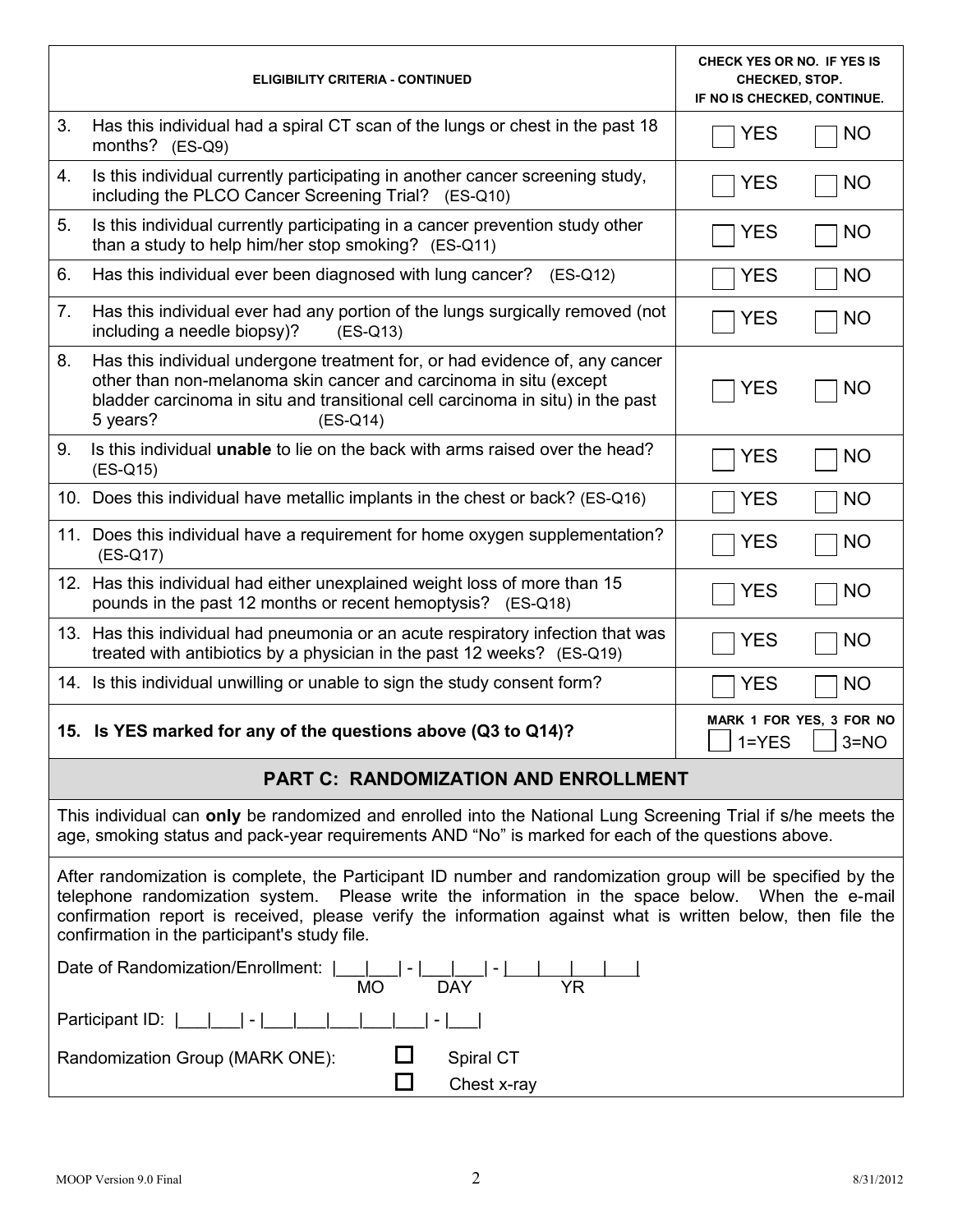| ELIGIBILITY CRITERIA - CONTINUED | CHECK YES OR NO. IF YES IS CHECKED, STOP. IF NO IS CHECKED, CONTINUE. |
|---|---|
| 3. Has this individual had a spiral CT scan of the lungs or chest in the past 18 months? (ES-Q9) | ☐ YES ☐ NO |
| 4. Is this individual currently participating in another cancer screening study, including the PLCO Cancer Screening Trial? (ES-Q10) | ☐ YES ☐ NO |
| 5. Is this individual currently participating in a cancer prevention study other than a study to help him/her stop smoking? (ES-Q11) | ☐ YES ☐ NO |
| 6. Has this individual ever been diagnosed with lung cancer? (ES-Q12) | ☐ YES ☐ NO |
| 7. Has this individual ever had any portion of the lungs surgically removed (not including a needle biopsy)? (ES-Q13) | ☐ YES ☐ NO |
| 8. Has this individual undergone treatment for, or had evidence of, any cancer other than non-melanoma skin cancer and carcinoma in situ (except bladder carcinoma in situ and transitional cell carcinoma in situ) in the past 5 years? (ES-Q14) | ☐ YES ☐ NO |
| 9. Is this individual **unable** to lie on the back with arms raised over the head? (ES-Q15) | ☐ YES ☐ NO |
| 10. Does this individual have metallic implants in the chest or back? (ES-Q16) | ☐ YES ☐ NO |
| 11. Does this individual have a requirement for home oxygen supplementation? (ES-Q17) | ☐ YES ☐ NO |
| 12. Has this individual had either unexplained weight loss of more than 15 pounds in the past 12 months or recent hemoptysis? (ES-Q18) | ☐ YES ☐ NO |
| 13. Has this individual had pneumonia or an acute respiratory infection that was treated with antibiotics by a physician in the past 12 weeks? (ES-Q19) | ☐ YES ☐ NO |
| 14. Is this individual unwilling or unable to sign the study consent form? | ☐ YES ☐ NO |
| **15. Is YES marked for any of the questions above (Q3 to Q14)?** | MARK 1 FOR YES, 3 FOR NO ☐ 1=YES ☐ 3=NO |

## PART C: RANDOMIZATION AND ENROLLMENT

This individual can **only** be randomized and enrolled into the National Lung Screening Trial if s/he meets the age, smoking status and pack-year requirements AND "No" is marked for each of the questions above.

After randomization is complete, the Participant ID number and randomization group will be specified by the telephone randomization system. Please write the information in the space below. When the e-mail confirmation report is received, please verify the information against what is written below, then file the confirmation in the participant's study file.

Date of Randomization/Enrollment: |___|___| - |___|___| - |___|___|___|___|
MO DAY YR

Participant ID: |___|___| - |___|___|___|___|___|___| - |___|

Randomization Group (MARK ONE):
☐ Spiral CT
☐ Chest x-ray